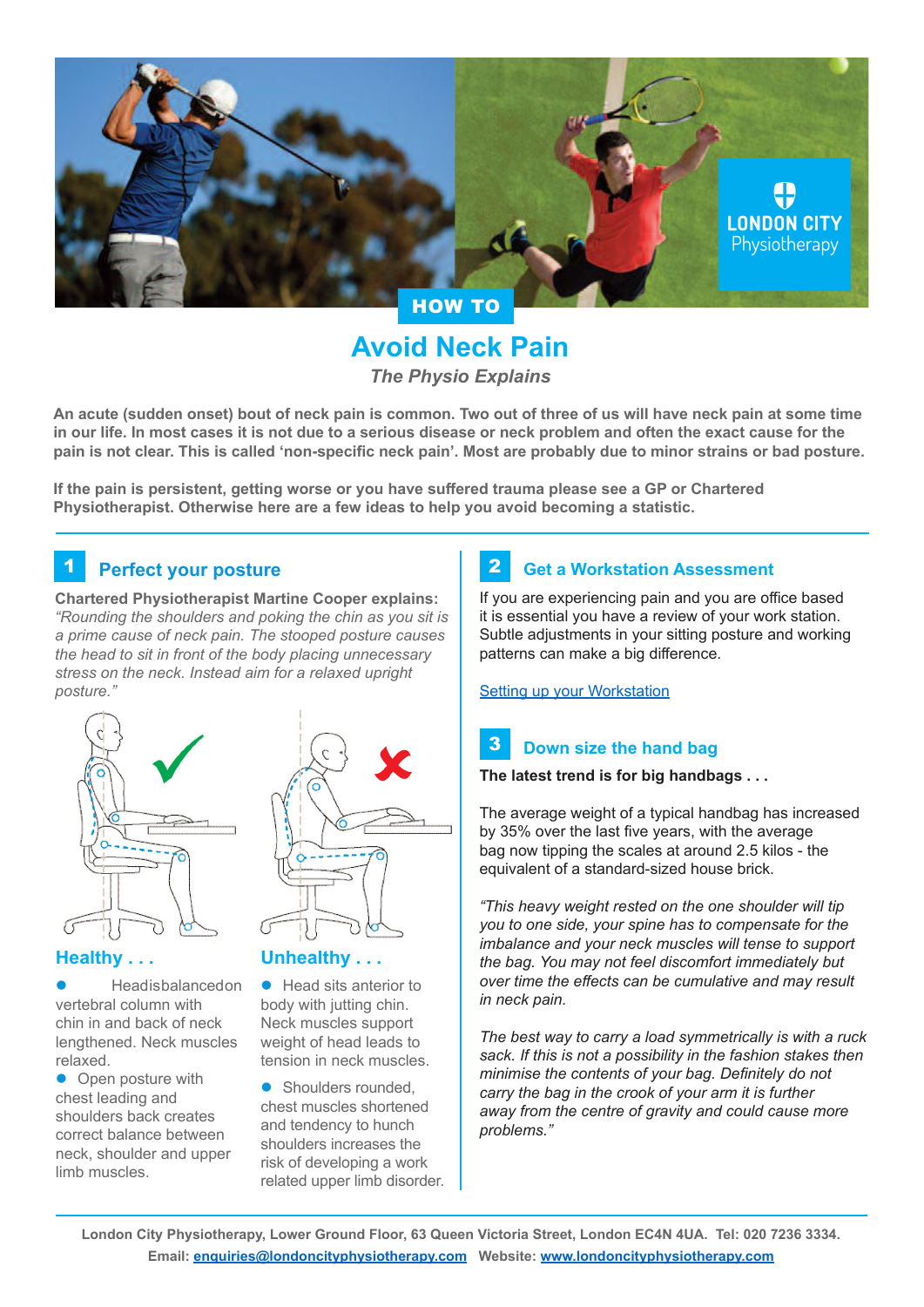LONDON CITY Physiotherapy

HOW TO

# Avoid Neck Pain

*The Physio Explains*

**An acute (sudden onset) bout of neck pain is common. Two out of three of us will have neck pain at some time in our life. In most cases it is not due to a serious disease or neck problem and often the exact cause for the pain is not clear. This is called 'non-specific neck pain'. Most are probably due to minor strains or bad posture.**

**If the pain is persistent, getting worse or you have suffered trauma please see a GP or Chartered Physiotherapist. Otherwise here are a few ideas to help you avoid becoming a statistic.**

## 1 Perfect your posture

**Chartered Physiotherapist Martine Cooper explains:** *"Rounding the shoulders and poking the chin as you sit is a prime cause of neck pain. The stooped posture causes the head to sit in front of the body placing unnecessary stress on the neck. Instead aim for a relaxed upright posture."*

### Healthy . . .

- Headisbalancedon vertebral column with chin in and back of neck lengthened. Neck muscles relaxed.
- Open posture with chest leading and shoulders back creates correct balance between neck, shoulder and upper limb muscles.

### Unhealthy . . .

- Head sits anterior to body with jutting chin. Neck muscles support weight of head leads to tension in neck muscles.
- Shoulders rounded, chest muscles shortened and tendency to hunch shoulders increases the risk of developing a work related upper limb disorder.

## 2 Get a Workstation Assessment

If you are experiencing pain and you are office based it is essential you have a review of your work station. Subtle adjustments in your sitting posture and working patterns can make a big difference.

[Setting up your Workstation]

## 3 Down size the hand bag

**The latest trend is for big handbags . . .**

The average weight of a typical handbag has increased by 35% over the last five years, with the average bag now tipping the scales at around 2.5 kilos - the equivalent of a standard-sized house brick.

*"This heavy weight rested on the one shoulder will tip you to one side, your spine has to compensate for the imbalance and your neck muscles will tense to support the bag. You may not feel discomfort immediately but over time the effects can be cumulative and may result in neck pain.*

*The best way to carry a load symmetrically is with a ruck sack. If this is not a possibility in the fashion stakes then minimise the contents of your bag. Definitely do not carry the bag in the crook of your arm it is further away from the centre of gravity and could cause more problems."*

**London City Physiotherapy, Lower Ground Floor, 63 Queen Victoria Street, London EC4N 4UA. Tel: 020 7236 3334.**
**Email: enquiries@londoncityphysiotherapy.com Website: www.londoncityphysiotherapy.com**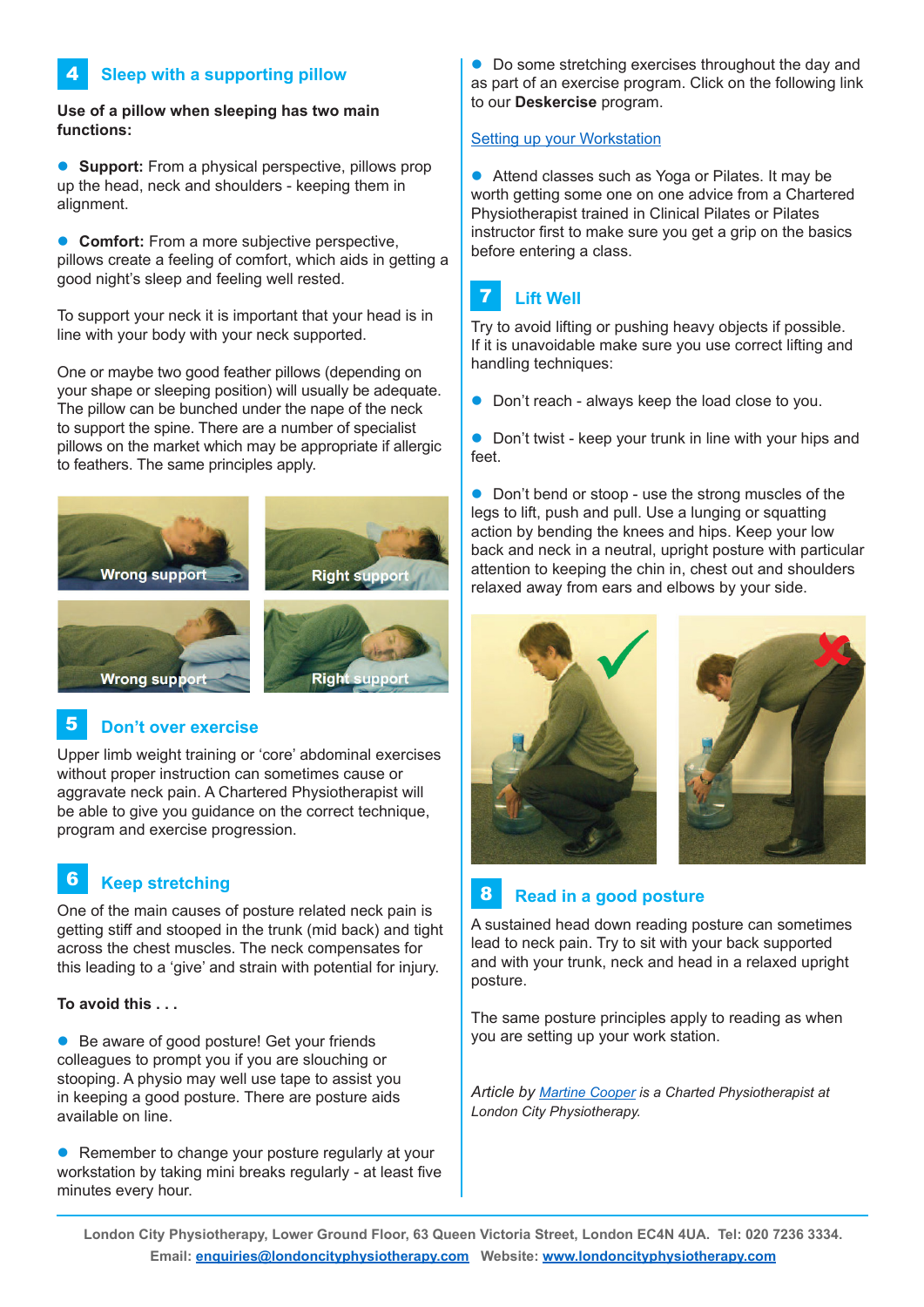## 4 Sleep with a supporting pillow

**Use of a pillow when sleeping has two main functions:**

- **Support:** From a physical perspective, pillows prop up the head, neck and shoulders - keeping them in alignment.

- **Comfort:** From a more subjective perspective, pillows create a feeling of comfort, which aids in getting a good night's sleep and feeling well rested.

To support your neck it is important that your head is in line with your body with your neck supported.

One or maybe two good feather pillows (depending on your shape or sleeping position) will usually be adequate. The pillow can be bunched under the nape of the neck to support the spine. There are a number of specialist pillows on the market which may be appropriate if allergic to feathers. The same principles apply.

Wrong support

Right support

Wrong support

Right support

## 5 Don't over exercise

Upper limb weight training or 'core' abdominal exercises without proper instruction can sometimes cause or aggravate neck pain. A Chartered Physiotherapist will be able to give you guidance on the correct technique, program and exercise progression.

## 6 Keep stretching

One of the main causes of posture related neck pain is getting stiff and stooped in the trunk (mid back) and tight across the chest muscles. The neck compensates for this leading to a 'give' and strain with potential for injury.

**To avoid this . . .**

- Be aware of good posture! Get your friends colleagues to prompt you if you are slouching or stooping. A physio may well use tape to assist you in keeping a good posture. There are posture aids available on line.

- Remember to change your posture regularly at your workstation by taking mini breaks regularly - at least five minutes every hour.

- Do some stretching exercises throughout the day and as part of an exercise program. Click on the following link to our **Deskercise** program.

[Setting up your Workstation]

- Attend classes such as Yoga or Pilates. It may be worth getting some one on one advice from a Chartered Physiotherapist trained in Clinical Pilates or Pilates instructor first to make sure you get a grip on the basics before entering a class.

## 7 Lift Well

Try to avoid lifting or pushing heavy objects if possible. If it is unavoidable make sure you use correct lifting and handling techniques:

- Don't reach - always keep the load close to you.

- Don't twist - keep your trunk in line with your hips and feet.

- Don't bend or stoop - use the strong muscles of the legs to lift, push and pull. Use a lunging or squatting action by bending the knees and hips. Keep your low back and neck in a neutral, upright posture with particular attention to keeping the chin in, chest out and shoulders relaxed away from ears and elbows by your side.

## 8 Read in a good posture

A sustained head down reading posture can sometimes lead to neck pain. Try to sit with your back supported and with your trunk, neck and head in a relaxed upright posture.

The same posture principles apply to reading as when you are setting up your work station.

*Article by Martine Cooper is a Charted Physiotherapist at London City Physiotherapy.*

London City Physiotherapy, Lower Ground Floor, 63 Queen Victoria Street, London EC4N 4UA. Tel: 020 7236 3334.
Email: enquiries@londoncityphysiotherapy.com Website: www.londoncityphysiotherapy.com